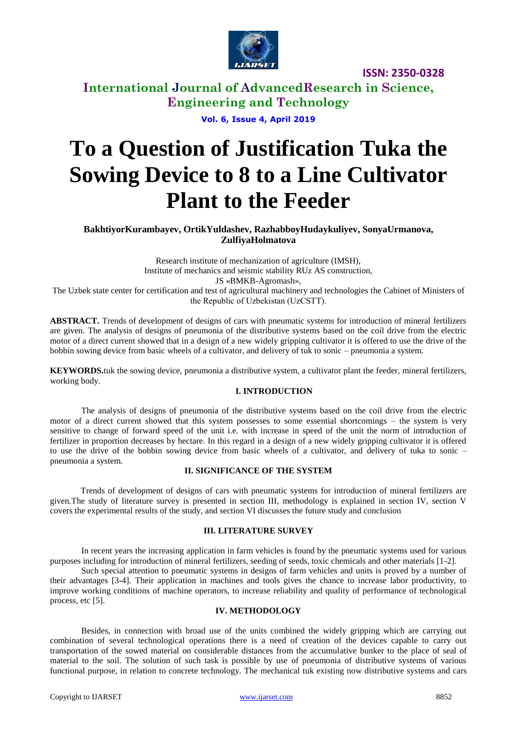# To a Question of Justification Tuka the Sowing Device to 8 to a Line Cultivator Plant to the Feeder

**BakhtiyorKurambayev, OrtikYuldashev, RazhabboyHudaykuliyev, SonyaUrmanova, ZulfiyaHolmatova**

Research institute of mechanization of agriculture (IMSH),
Institute of mechanics and seismic stability RUz AS construction,
JS «BMKB-Agromash»,
The Uzbek state center for certification and test of agricultural machinery and technologies the Cabinet of Ministers of the Republic of Uzbekistan (UzCSTT).

**ABSTRACT.** Trends of development of designs of cars with pneumatic systems for introduction of mineral fertilizers are given. The analysis of designs of pneumonia of the distributive systems based on the coil drive from the electric motor of a direct current showed that in a design of a new widely gripping cultivator it is offered to use the drive of the bobbin sowing device from basic wheels of a cultivator, and delivery of tuk to sonic – pneumonia a system.

**KEYWORDS.**tuk the sowing device, pneumonia a distributive system, a cultivator plant the feeder, mineral fertilizers, working body.

## I. INTRODUCTION

The analysis of designs of pneumonia of the distributive systems based on the coil drive from the electric motor of a direct current showed that this system possesses to some essential shortcomings – the system is very sensitive to change of forward speed of the unit i.e. with increase in speed of the unit the norm of introduction of fertilizer in proportion decreases by hectare. In this regard in a design of a new widely gripping cultivator it is offered to use the drive of the bobbin sowing device from basic wheels of a cultivator, and delivery of tuka to sonic – pneumonia a system.

## II. SIGNIFICANCE OF THE SYSTEM

Trends of development of designs of cars with pneumatic systems for introduction of mineral fertilizers are given.The study of literature survey is presented in section III, methodology is explained in section IV, section V covers the experimental results of the study, and section VI discusses the future study and conclusion

## III. LITERATURE SURVEY

In recent years the increasing application in farm vehicles is found by the pneumatic systems used for various purposes including for introduction of mineral fertilizers, seeding of seeds, toxic chemicals and other materials [1-2].

Such special attention to pneumatic systems in designs of farm vehicles and units is proved by a number of their advantages [3-4]. Their application in machines and tools gives the chance to increase labor productivity, to improve working conditions of machine operators, to increase reliability and quality of performance of technological process, etc [5].

## IV. METHODOLOGY

Besides, in connection with broad use of the units combined the widely gripping which are carrying out combination of several technological operations there is a need of creation of the devices capable to carry out transportation of the sowed material on considerable distances from the accumulative bunker to the place of seal of material to the soil. The solution of such task is possible by use of pneumonia of distributive systems of various functional purpose, in relation to concrete technology. The mechanical tuk existing now distributive systems and cars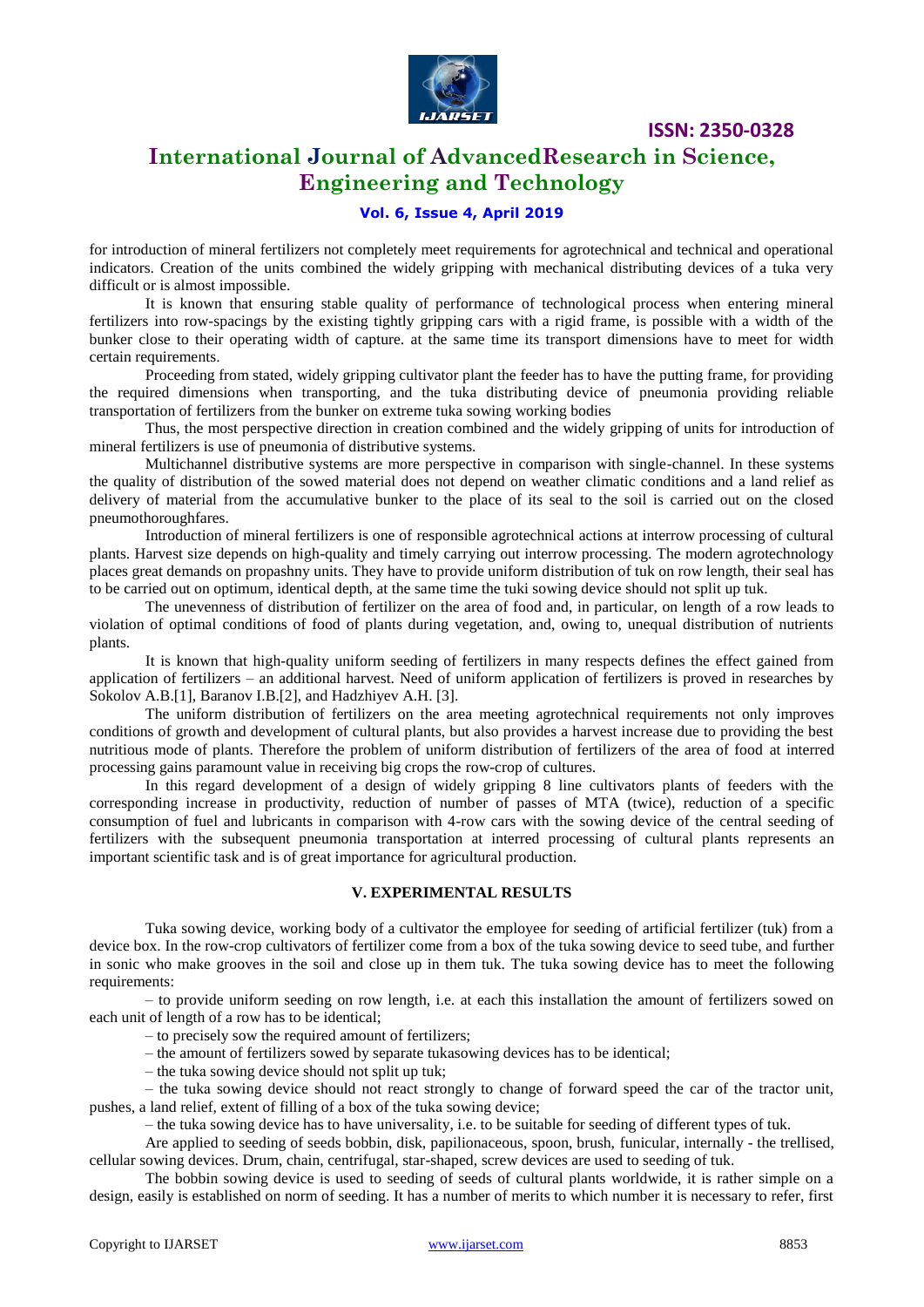for introduction of mineral fertilizers not completely meet requirements for agrotechnical and technical and operational indicators. Creation of the units combined the widely gripping with mechanical distributing devices of a tuka very difficult or is almost impossible.

It is known that ensuring stable quality of performance of technological process when entering mineral fertilizers into row-spacings by the existing tightly gripping cars with a rigid frame, is possible with a width of the bunker close to their operating width of capture. at the same time its transport dimensions have to meet for width certain requirements.

Proceeding from stated, widely gripping cultivator plant the feeder has to have the putting frame, for providing the required dimensions when transporting, and the tuka distributing device of pneumonia providing reliable transportation of fertilizers from the bunker on extreme tuka sowing working bodies

Thus, the most perspective direction in creation combined and the widely gripping of units for introduction of mineral fertilizers is use of pneumonia of distributive systems.

Multichannel distributive systems are more perspective in comparison with single-channel. In these systems the quality of distribution of the sowed material does not depend on weather climatic conditions and a land relief as delivery of material from the accumulative bunker to the place of its seal to the soil is carried out on the closed pneumothoroughfares.

Introduction of mineral fertilizers is one of responsible agrotechnical actions at interrow processing of cultural plants. Harvest size depends on high-quality and timely carrying out interrow processing. The modern agrotechnology places great demands on propashny units. They have to provide uniform distribution of tuk on row length, their seal has to be carried out on optimum, identical depth, at the same time the tuki sowing device should not split up tuk.

The unevenness of distribution of fertilizer on the area of food and, in particular, on length of a row leads to violation of optimal conditions of food of plants during vegetation, and, owing to, unequal distribution of nutrients plants.

It is known that high-quality uniform seeding of fertilizers in many respects defines the effect gained from application of fertilizers – an additional harvest. Need of uniform application of fertilizers is proved in researches by Sokolov A.B.[1], Baranov I.B.[2], and Hadzhiyev A.H. [3].

The uniform distribution of fertilizers on the area meeting agrotechnical requirements not only improves conditions of growth and development of cultural plants, but also provides a harvest increase due to providing the best nutritious mode of plants. Therefore the problem of uniform distribution of fertilizers of the area of food at interred processing gains paramount value in receiving big crops the row-crop of cultures.

In this regard development of a design of widely gripping 8 line cultivators plants of feeders with the corresponding increase in productivity, reduction of number of passes of MTA (twice), reduction of a specific consumption of fuel and lubricants in comparison with 4-row cars with the sowing device of the central seeding of fertilizers with the subsequent pneumonia transportation at interred processing of cultural plants represents an important scientific task and is of great importance for agricultural production.

## V. EXPERIMENTAL RESULTS

Tuka sowing device, working body of a cultivator the employee for seeding of artificial fertilizer (tuk) from a device box. In the row-crop cultivators of fertilizer come from a box of the tuka sowing device to seed tube, and further in sonic who make grooves in the soil and close up in them tuk. The tuka sowing device has to meet the following requirements:

– to provide uniform seeding on row length, i.e. at each this installation the amount of fertilizers sowed on each unit of length of a row has to be identical;

– to precisely sow the required amount of fertilizers;

– the amount of fertilizers sowed by separate tukasowing devices has to be identical;

– the tuka sowing device should not split up tuk;

– the tuka sowing device should not react strongly to change of forward speed the car of the tractor unit, pushes, a land relief, extent of filling of a box of the tuka sowing device;

– the tuka sowing device has to have universality, i.e. to be suitable for seeding of different types of tuk.

Are applied to seeding of seeds bobbin, disk, papilionaceous, spoon, brush, funicular, internally - the trellised, cellular sowing devices. Drum, chain, centrifugal, star-shaped, screw devices are used to seeding of tuk.

The bobbin sowing device is used to seeding of seeds of cultural plants worldwide, it is rather simple on a design, easily is established on norm of seeding. It has a number of merits to which number it is necessary to refer, first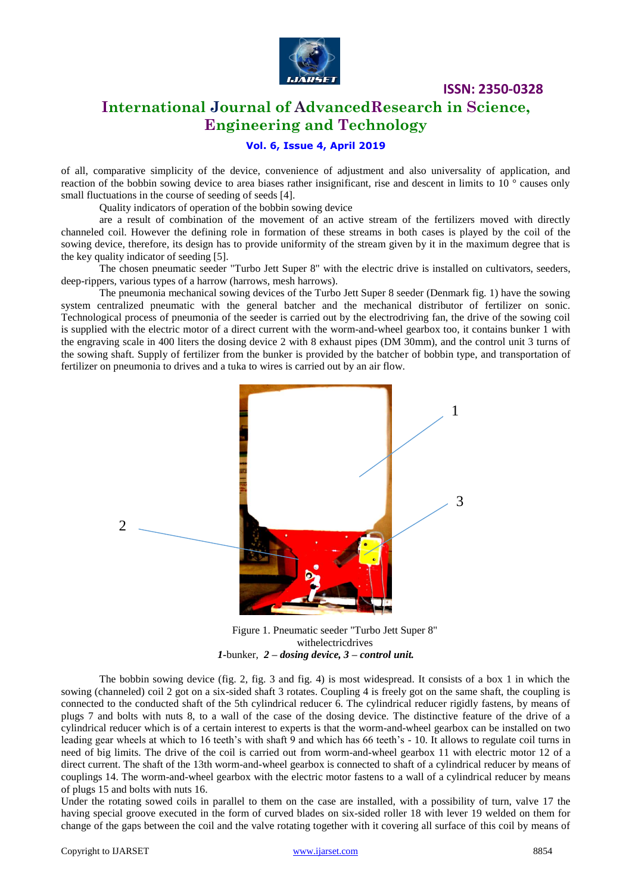of all, comparative simplicity of the device, convenience of adjustment and also universality of application, and reaction of the bobbin sowing device to area biases rather insignificant, rise and descent in limits to 10 ° causes only small fluctuations in the course of seeding of seeds [4].

Quality indicators of operation of the bobbin sowing device

are a result of combination of the movement of an active stream of the fertilizers moved with directly channeled coil. However the defining role in formation of these streams in both cases is played by the coil of the sowing device, therefore, its design has to provide uniformity of the stream given by it in the maximum degree that is the key quality indicator of seeding [5].

The chosen pneumatic seeder "Turbo Jett Super 8" with the electric drive is installed on cultivators, seeders, deep-rippers, various types of a harrow (harrows, mesh harrows).

The pneumonia mechanical sowing devices of the Turbo Jett Super 8 seeder (Denmark fig. 1) have the sowing system centralized pneumatic with the general batcher and the mechanical distributor of fertilizer on sonic. Technological process of pneumonia of the seeder is carried out by the electrodriving fan, the drive of the sowing coil is supplied with the electric motor of a direct current with the worm-and-wheel gearbox too, it contains bunker 1 with the engraving scale in 400 liters the dosing device 2 with 8 exhaust pipes (DM 30mm), and the control unit 3 turns of the sowing shaft. Supply of fertilizer from the bunker is provided by the batcher of bobbin type, and transportation of fertilizer on pneumonia to drives and a tuka to wires is carried out by an air flow.

Figure 1. Pneumatic seeder "Turbo Jett Super 8" withelectricdrives
***1***-bunker, ***2 – dosing device, 3 – control unit.***

The bobbin sowing device (fig. 2, fig. 3 and fig. 4) is most widespread. It consists of a box 1 in which the sowing (channeled) coil 2 got on a six-sided shaft 3 rotates. Coupling 4 is freely got on the same shaft, the coupling is connected to the conducted shaft of the 5th cylindrical reducer 6. The cylindrical reducer rigidly fastens, by means of plugs 7 and bolts with nuts 8, to a wall of the case of the dosing device. The distinctive feature of the drive of a cylindrical reducer which is of a certain interest to experts is that the worm-and-wheel gearbox can be installed on two leading gear wheels at which to 16 teeth's with shaft 9 and which has 66 teeth's - 10. It allows to regulate coil turns in need of big limits. The drive of the coil is carried out from worm-and-wheel gearbox 11 with electric motor 12 of a direct current. The shaft of the 13th worm-and-wheel gearbox is connected to shaft of a cylindrical reducer by means of couplings 14. The worm-and-wheel gearbox with the electric motor fastens to a wall of a cylindrical reducer by means of plugs 15 and bolts with nuts 16.

Under the rotating sowed coils in parallel to them on the case are installed, with a possibility of turn, valve 17 the having special groove executed in the form of curved blades on six-sided roller 18 with lever 19 welded on them for change of the gaps between the coil and the valve rotating together with it covering all surface of this coil by means of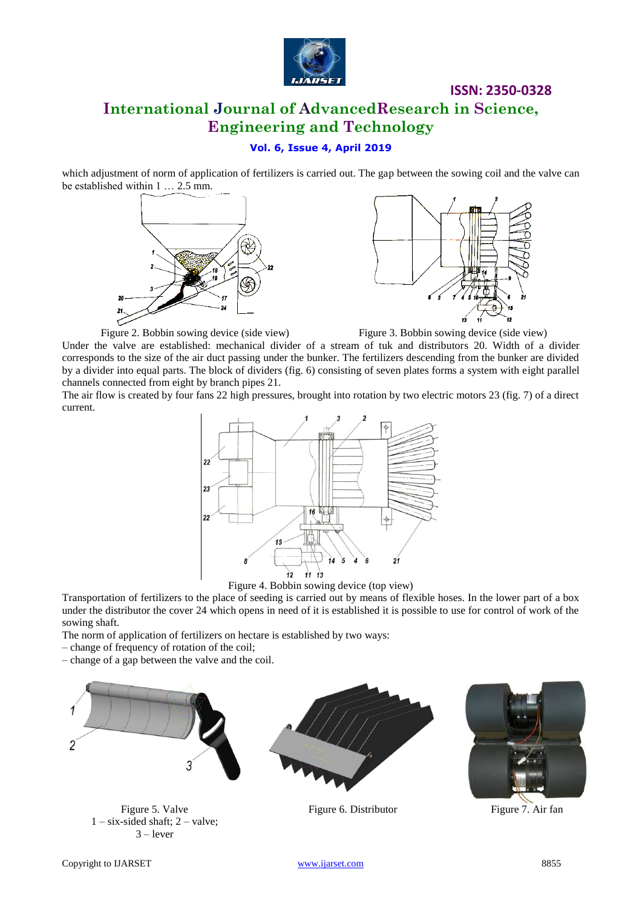which adjustment of norm of application of fertilizers is carried out. The gap between the sowing coil and the valve can be established within 1 … 2.5 mm.

Figure 2. Bobbin sowing device (side view)

Figure 3. Bobbin sowing device (side view)

Under the valve are established: mechanical divider of a stream of tuk and distributors 20. Width of a divider corresponds to the size of the air duct passing under the bunker. The fertilizers descending from the bunker are divided by a divider into equal parts. The block of dividers (fig. 6) consisting of seven plates forms a system with eight parallel channels connected from eight by branch pipes 21.

The air flow is created by four fans 22 high pressures, brought into rotation by two electric motors 23 (fig. 7) of a direct current.

Figure 4. Bobbin sowing device (top view)

Transportation of fertilizers to the place of seeding is carried out by means of flexible hoses. In the lower part of a box under the distributor the cover 24 which opens in need of it is established it is possible to use for control of work of the sowing shaft.

The norm of application of fertilizers on hectare is established by two ways:

– change of frequency of rotation of the coil;

– change of a gap between the valve and the coil.

Figure 5. Valve
1 – six-sided shaft; 2 – valve;
3 – lever

Figure 6. Distributor

Figure 7. Air fan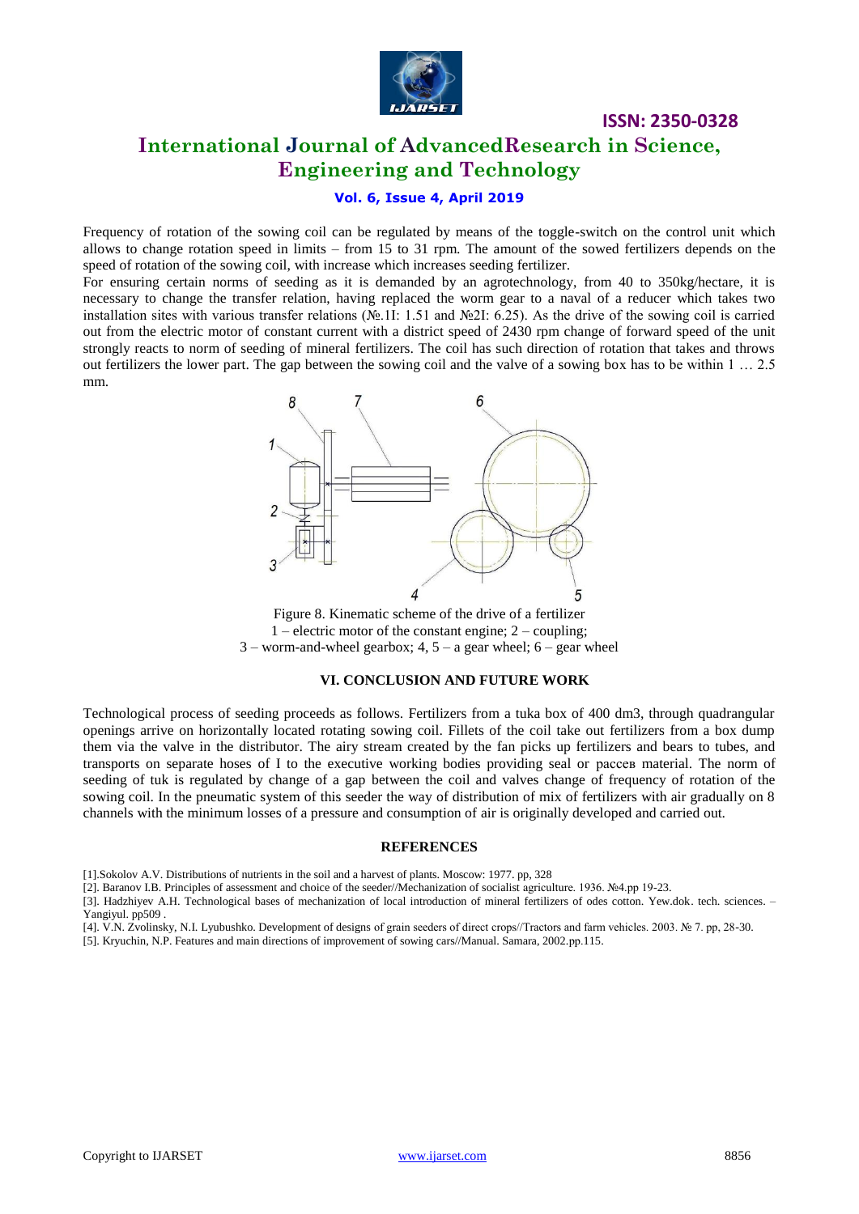Frequency of rotation of the sowing coil can be regulated by means of the toggle-switch on the control unit which allows to change rotation speed in limits – from 15 to 31 rpm. The amount of the sowed fertilizers depends on the speed of rotation of the sowing coil, with increase which increases seeding fertilizer.

For ensuring certain norms of seeding as it is demanded by an agrotechnology, from 40 to 350kg/hectare, it is necessary to change the transfer relation, having replaced the worm gear to a naval of a reducer which takes two installation sites with various transfer relations (№.1I: 1.51 and №2I: 6.25). As the drive of the sowing coil is carried out from the electric motor of constant current with a district speed of 2430 rpm change of forward speed of the unit strongly reacts to norm of seeding of mineral fertilizers. The coil has such direction of rotation that takes and throws out fertilizers the lower part. The gap between the sowing coil and the valve of a sowing box has to be within 1 … 2.5 mm.

8
7
6
1
2
3
4
5

Figure 8. Kinematic scheme of the drive of a fertilizer
1 – electric motor of the constant engine; 2 – coupling;
3 – worm-and-wheel gearbox; 4, 5 – a gear wheel; 6 – gear wheel

## VI. CONCLUSION AND FUTURE WORK

Technological process of seeding proceeds as follows. Fertilizers from a tuka box of 400 dm3, through quadrangular openings arrive on horizontally located rotating sowing coil. Fillets of the coil take out fertilizers from a box dump them via the valve in the distributor. The airy stream created by the fan picks up fertilizers and bears to tubes, and transports on separate hoses of I to the executive working bodies providing seal or paccев material. The norm of seeding of tuk is regulated by change of a gap between the coil and valves change of frequency of rotation of the sowing coil. In the pneumatic system of this seeder the way of distribution of mix of fertilizers with air gradually on 8 channels with the minimum losses of a pressure and consumption of air is originally developed and carried out.

## REFERENCES

[1].Sokolov A.V. Distributions of nutrients in the soil and a harvest of plants. Moscow: 1977. pp, 328

[2]. Baranov I.B. Principles of assessment and choice of the seeder//Mechanization of socialist agriculture. 1936. №4.pp 19-23.

[3]. Hadzhiyev A.H. Technological bases of mechanization of local introduction of mineral fertilizers of odes cotton. Yew.dok. tech. sciences. – Yangiyul. pp509 .

[4]. V.N. Zvolinsky, N.I. Lyubushko. Development of designs of grain seeders of direct crops//Tractors and farm vehicles. 2003. № 7. pp, 28-30.

[5]. Kryuchin, N.P. Features and main directions of improvement of sowing cars//Manual. Samara, 2002.pp.115.